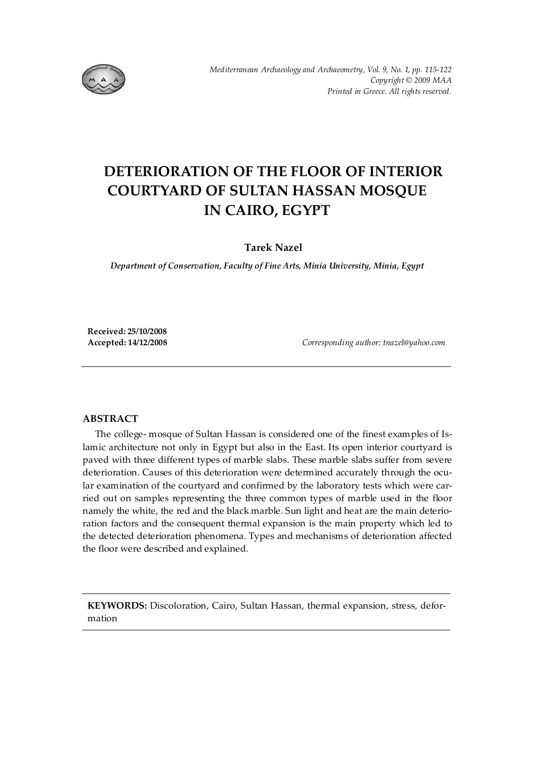# DETERIORATION OF THE FLOOR OF INTERIOR COURTYARD OF SULTAN HASSAN MOSQUE IN CAIRO, EGYPT

**Tarek Nazel**

*Department of Conservation, Faculty of Fine Arts, Minia University, Minia, Egypt*

**Received: 25/10/2008**
**Accepted: 14/12/2008**

*Corresponding author: tnazel@yahoo.com*

## ABSTRACT

The college- mosque of Sultan Hassan is considered one of the finest examples of Islamic architecture not only in Egypt but also in the East. Its open interior courtyard is paved with three different types of marble slabs. These marble slabs suffer from severe deterioration. Causes of this deterioration were determined accurately through the ocular examination of the courtyard and confirmed by the laboratory tests which were carried out on samples representing the three common types of marble used in the floor namely the white, the red and the black marble. Sun light and heat are the main deterioration factors and the consequent thermal expansion is the main property which led to the detected deterioration phenomena. Types and mechanisms of deterioration affected the floor were described and explained.

**KEYWORDS:** Discoloration, Cairo, Sultan Hassan, thermal expansion, stress, deformation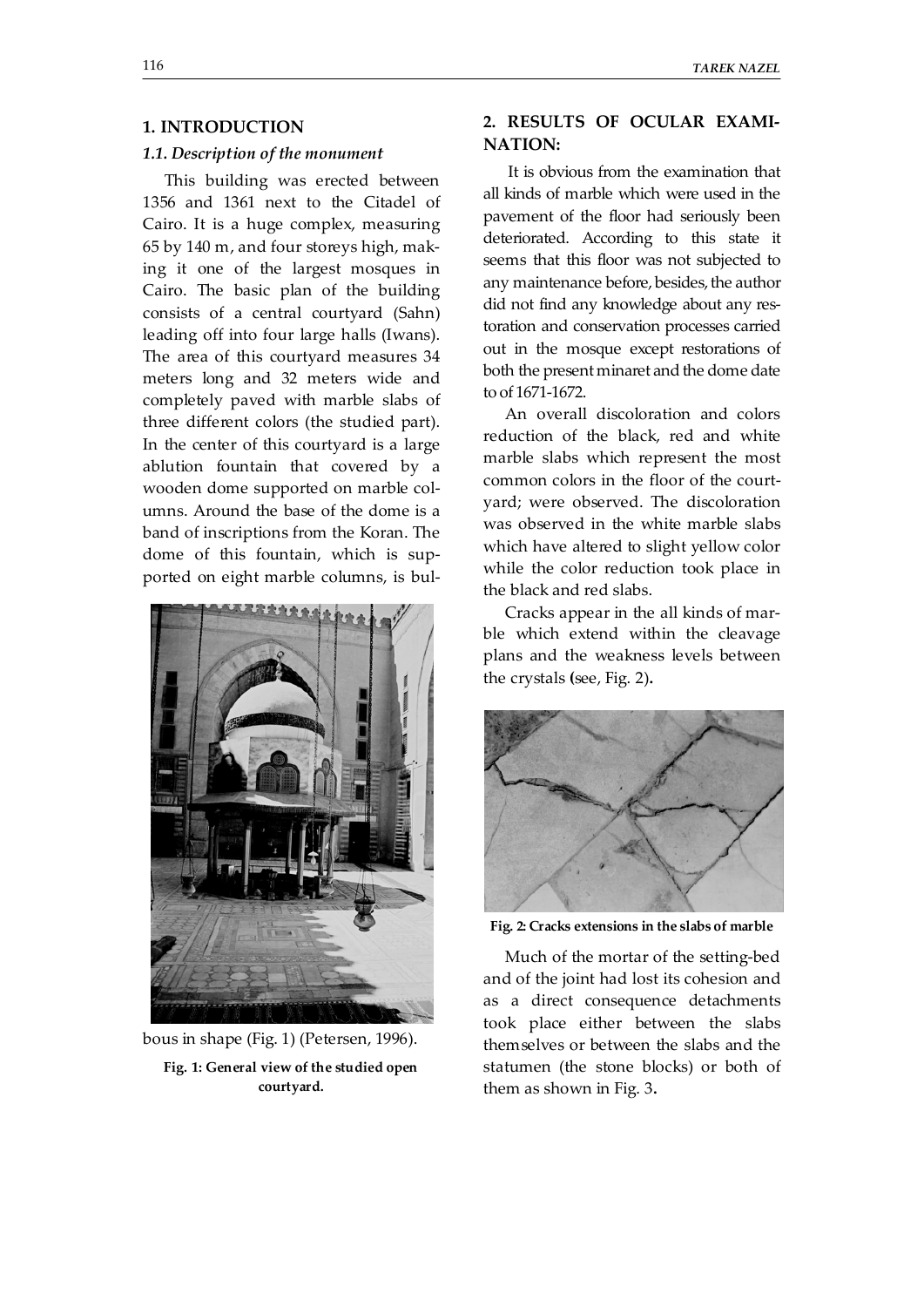## 1. INTRODUCTION

### *1.1. Description of the monument*

This building was erected between 1356 and 1361 next to the Citadel of Cairo. It is a huge complex, measuring 65 by 140 m, and four storeys high, making it one of the largest mosques in Cairo. The basic plan of the building consists of a central courtyard (Sahn) leading off into four large halls (Iwans). The area of this courtyard measures 34 meters long and 32 meters wide and completely paved with marble slabs of three different colors (the studied part). In the center of this courtyard is a large ablution fountain that covered by a wooden dome supported on marble columns. Around the base of the dome is a band of inscriptions from the Koran. The dome of this fountain, which is supported on eight marble columns, is bulbous in shape (Fig. 1) (Petersen, 1996).

**Fig. 1: General view of the studied open courtyard.**

## 2. RESULTS OF OCULAR EXAMINATION:

It is obvious from the examination that all kinds of marble which were used in the pavement of the floor had seriously been deteriorated. According to this state it seems that this floor was not subjected to any maintenance before, besides, the author did not find any knowledge about any restoration and conservation processes carried out in the mosque except restorations of both the present minaret and the dome date to of 1671-1672.

An overall discoloration and colors reduction of the black, red and white marble slabs which represent the most common colors in the floor of the courtyard; were observed. The discoloration was observed in the white marble slabs which have altered to slight yellow color while the color reduction took place in the black and red slabs.

Cracks appear in the all kinds of marble which extend within the cleavage plans and the weakness levels between the crystals (see, Fig. 2).

**Fig. 2: Cracks extensions in the slabs of marble**

Much of the mortar of the setting-bed and of the joint had lost its cohesion and as a direct consequence detachments took place either between the slabs themselves or between the slabs and the statumen (the stone blocks) or both of them as shown in Fig. 3.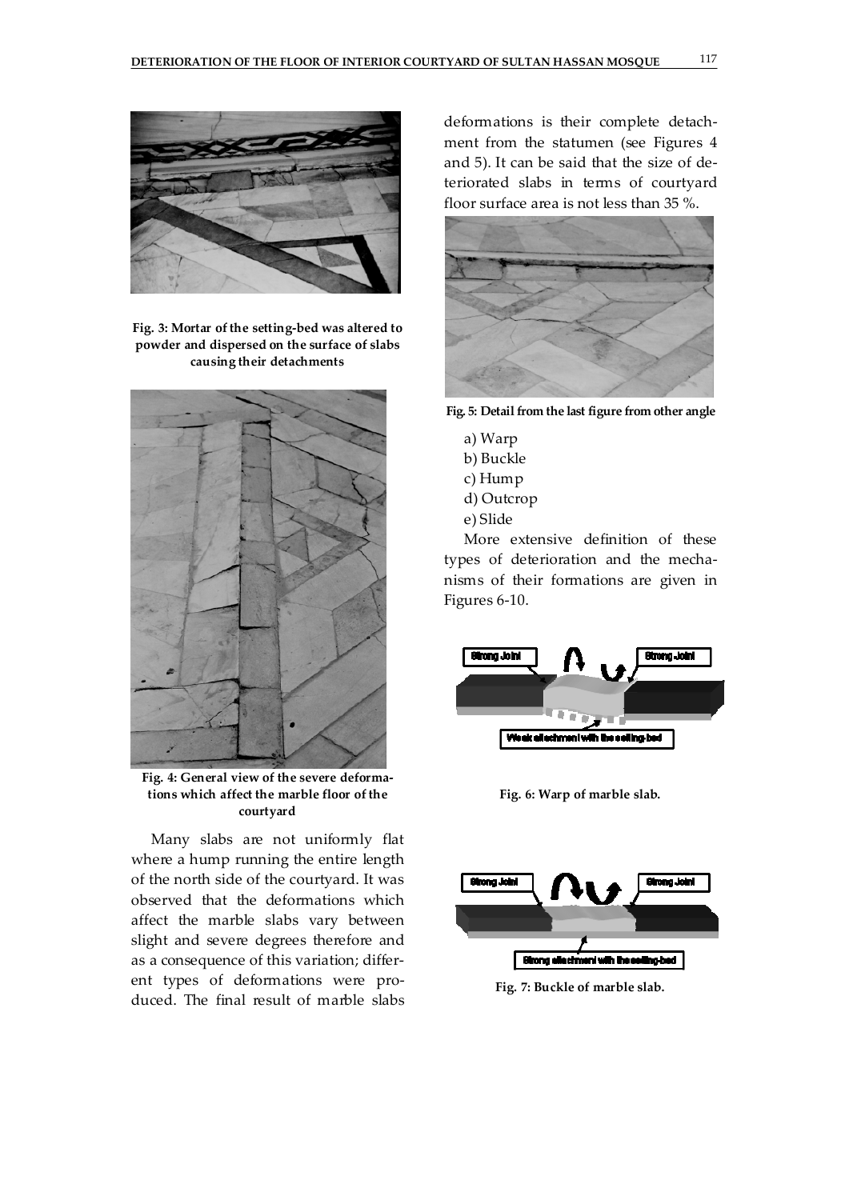Fig. 3: Mortar of the setting-bed was altered to powder and dispersed on the surface of slabs causing their detachments

Fig. 4: General view of the severe deformations which affect the marble floor of the courtyard

Many slabs are not uniformly flat where a hump running the entire length of the north side of the courtyard. It was observed that the deformations which affect the marble slabs vary between slight and severe degrees therefore and as a consequence of this variation; different types of deformations were produced. The final result of marble slabs deformations is their complete detachment from the statumen (see Figures 4 and 5). It can be said that the size of deteriorated slabs in terms of courtyard floor surface area is not less than 35 %.

Fig. 5: Detail from the last figure from other angle

a) Warp
b) Buckle
c) Hump
d) Outcrop
e) Slide

More extensive definition of these types of deterioration and the mechanisms of their formations are given in Figures 6-10.

Strong Joint | Strong Joint | Weak attachment with the setting-bed

Fig. 6: Warp of marble slab.

Strong Joint | Strong Joint | Strong attachment with the setting-bed

Fig. 7: Buckle of marble slab.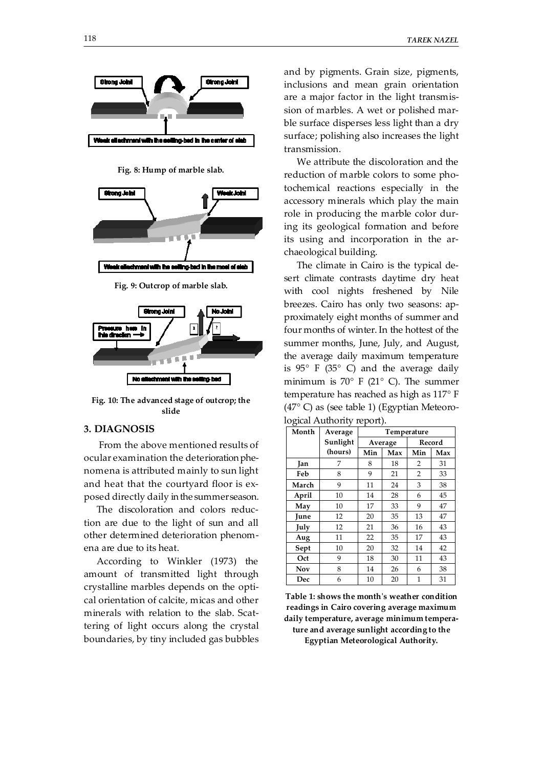Fig. 8: Hump of marble slab.

Fig. 9: Outcrop of marble slab.

Fig. 10: The advanced stage of outcrop; the slide

## 3. DIAGNOSIS

From the above mentioned results of ocular examination the deterioration phenomena is attributed mainly to sun light and heat that the courtyard floor is exposed directly daily in the summer season.

The discoloration and colors reduction are due to the light of sun and all other determined deterioration phenomena are due to its heat.

According to Winkler (1973) the amount of transmitted light through crystalline marbles depends on the optical orientation of calcite, micas and other minerals with relation to the slab. Scattering of light occurs along the crystal boundaries, by tiny included gas bubbles and by pigments. Grain size, pigments, inclusions and mean grain orientation are a major factor in the light transmission of marbles. A wet or polished marble surface disperses less light than a dry surface; polishing also increases the light transmission.

We attribute the discoloration and the reduction of marble colors to some photochemical reactions especially in the accessory minerals which play the main role in producing the marble color during its geological formation and before its using and incorporation in the archaeological building.

The climate in Cairo is the typical desert climate contrasts daytime dry heat with cool nights freshened by Nile breezes. Cairo has only two seasons: approximately eight months of summer and four months of winter. In the hottest of the summer months, June, July, and August, the average daily maximum temperature is 95° F (35° C) and the average daily minimum is 70° F (21° C). The summer temperature has reached as high as 117° F (47° C) as (see table 1) (Egyptian Meteorological Authority report).

| Month | Average Sunlight (hours) | Temperature | | | |
|---|---|---|---|---|---|
| | | Average | | Record | |
| | | Min | Max | Min | Max |
| Jan | 7 | 8 | 18 | 2 | 31 |
| Feb | 8 | 9 | 21 | 2 | 33 |
| March | 9 | 11 | 24 | 3 | 38 |
| April | 10 | 14 | 28 | 6 | 45 |
| May | 10 | 17 | 33 | 9 | 47 |
| June | 12 | 20 | 35 | 13 | 47 |
| July | 12 | 21 | 36 | 16 | 43 |
| Aug | 11 | 22 | 35 | 17 | 43 |
| Sept | 10 | 20 | 32 | 14 | 42 |
| Oct | 9 | 18 | 30 | 11 | 43 |
| Nov | 8 | 14 | 26 | 6 | 38 |
| Dec | 6 | 10 | 20 | 1 | 31 |

**Table 1: shows the month's weather condition readings in Cairo covering average maximum daily temperature, average minimum temperature and average sunlight according to the Egyptian Meteorological Authority.**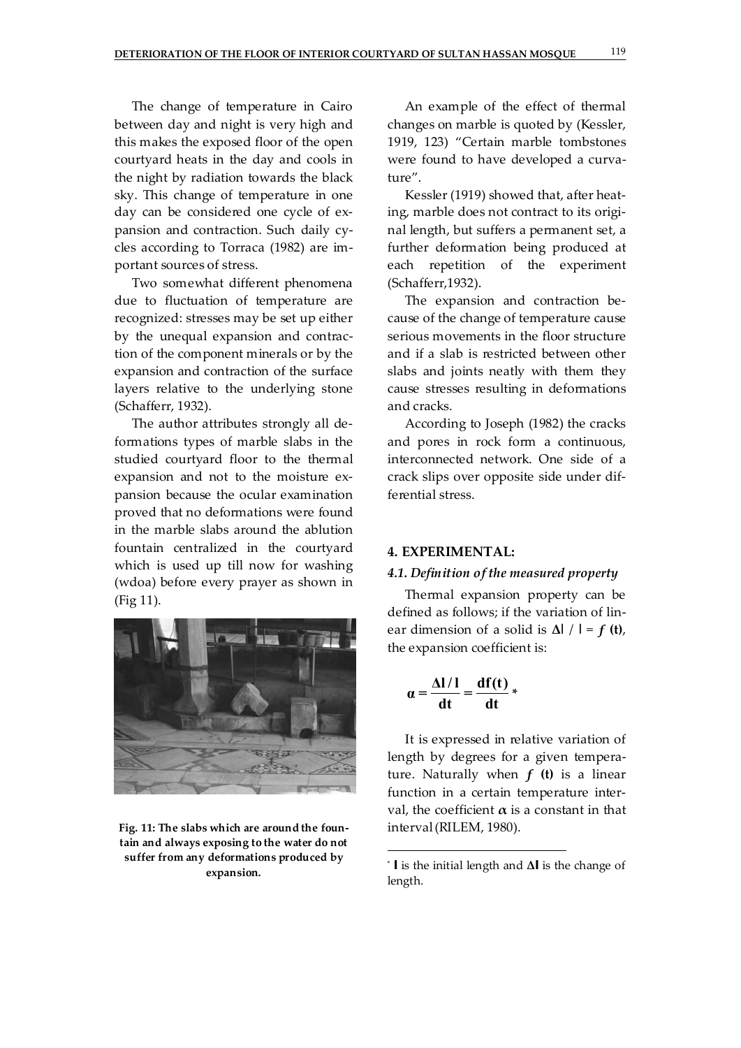The change of temperature in Cairo between day and night is very high and this makes the exposed floor of the open courtyard heats in the day and cools in the night by radiation towards the black sky. This change of temperature in one day can be considered one cycle of expansion and contraction. Such daily cycles according to Torraca (1982) are important sources of stress.

Two somewhat different phenomena due to fluctuation of temperature are recognized: stresses may be set up either by the unequal expansion and contraction of the component minerals or by the expansion and contraction of the surface layers relative to the underlying stone (Schafferr, 1932).

The author attributes strongly all deformations types of marble slabs in the studied courtyard floor to the thermal expansion and not to the moisture expansion because the ocular examination proved that no deformations were found in the marble slabs around the ablution fountain centralized in the courtyard which is used up till now for washing (wdoa) before every prayer as shown in (Fig 11).

**Fig. 11: The slabs which are around the fountain and always exposing to the water do not suffer from any deformations produced by expansion.**

An example of the effect of thermal changes on marble is quoted by (Kessler, 1919, 123) "Certain marble tombstones were found to have developed a curvature".

Kessler (1919) showed that, after heating, marble does not contract to its original length, but suffers a permanent set, a further deformation being produced at each repetition of the experiment (Schafferr,1932).

The expansion and contraction because of the change of temperature cause serious movements in the floor structure and if a slab is restricted between other slabs and joints neatly with them they cause stresses resulting in deformations and cracks.

According to Joseph (1982) the cracks and pores in rock form a continuous, interconnected network. One side of a crack slips over opposite side under differential stress.

## 4. EXPERIMENTAL:

### *4.1. Definition of the measured property*

Thermal expansion property can be defined as follows; if the variation of linear dimension of a solid is $\Delta l / l = f(t)$, the expansion coefficient is:

$$\alpha = \frac{\Delta l / l}{dt} = \frac{df(t)}{dt} *$$

It is expressed in relative variation of length by degrees for a given temperature. Naturally when $f(t)$ is a linear function in a certain temperature interval, the coefficient $\alpha$ is a constant in that interval (RILEM, 1980).

* $l$ is the initial length and $\Delta l$ is the change of length.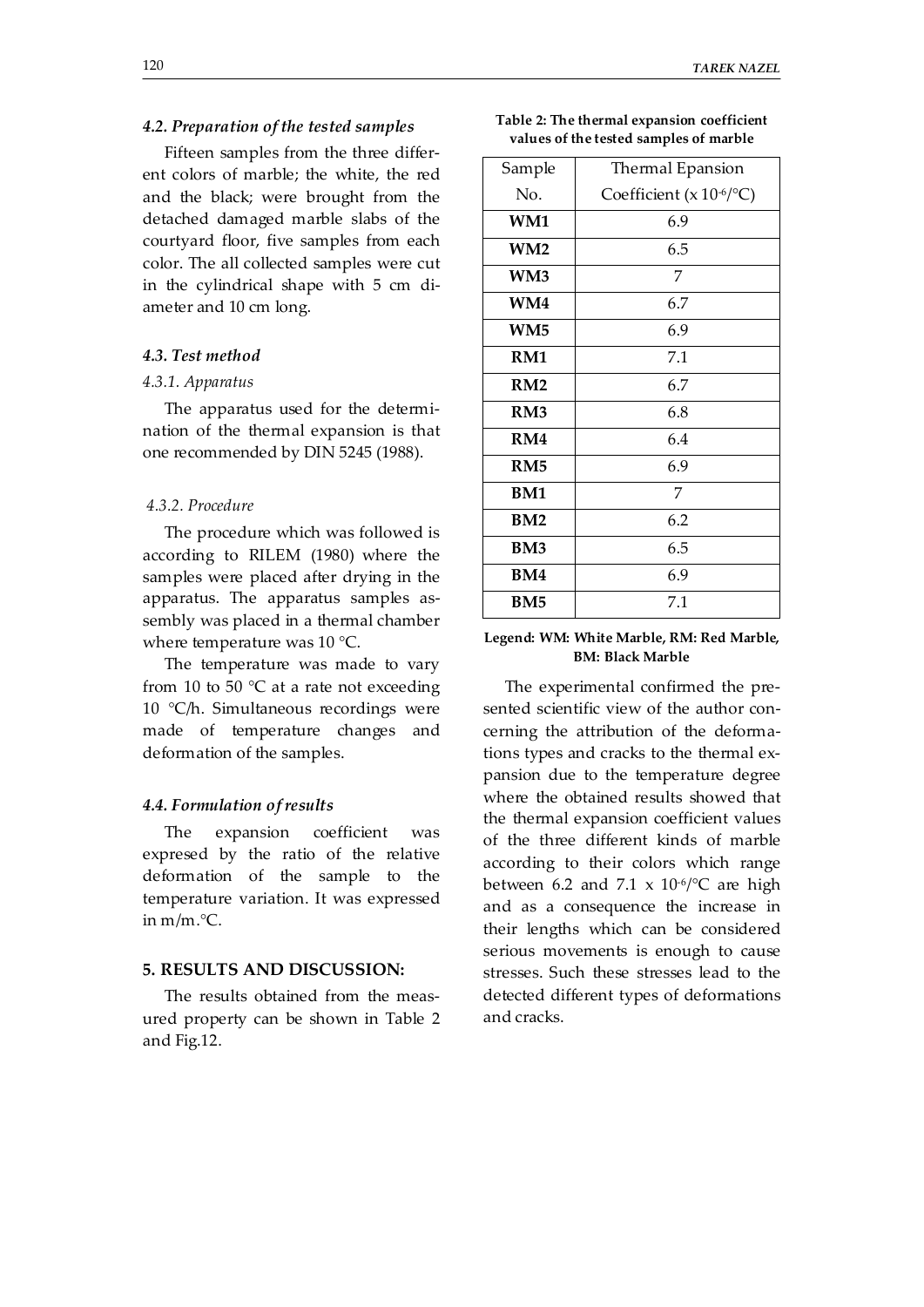### *4.2. Preparation of the tested samples*

Fifteen samples from the three different colors of marble; the white, the red and the black; were brought from the detached damaged marble slabs of the courtyard floor, five samples from each color. The all collected samples were cut in the cylindrical shape with 5 cm diameter and 10 cm long.

### *4.3. Test method*

#### *4.3.1. Apparatus*

The apparatus used for the determination of the thermal expansion is that one recommended by DIN 5245 (1988).

#### *4.3.2. Procedure*

The procedure which was followed is according to RILEM (1980) where the samples were placed after drying in the apparatus. The apparatus samples assembly was placed in a thermal chamber where temperature was 10 °C.

The temperature was made to vary from 10 to 50 °C at a rate not exceeding 10 °C/h. Simultaneous recordings were made of temperature changes and deformation of the samples.

### *4.4. Formulation of results*

The expansion coefficient was expresed by the ratio of the relative deformation of the sample to the temperature variation. It was expressed in m/m.°C.

## 5. RESULTS AND DISCUSSION:

The results obtained from the measured property can be shown in Table 2 and Fig.12.

**Table 2: The thermal expansion coefficient values of the tested samples of marble**

| Sample No. | Thermal Epansion Coefficient ($x\,10^{-6}$/°C) |
|---|---|
| **WM1** | 6.9 |
| **WM2** | 6.5 |
| **WM3** | 7 |
| **WM4** | 6.7 |
| **WM5** | 6.9 |
| **RM1** | 7.1 |
| **RM2** | 6.7 |
| **RM3** | 6.8 |
| **RM4** | 6.4 |
| **RM5** | 6.9 |
| **BM1** | 7 |
| **BM2** | 6.2 |
| **BM3** | 6.5 |
| **BM4** | 6.9 |
| **BM5** | 7.1 |

**Legend: WM: White Marble, RM: Red Marble, BM: Black Marble**

The experimental confirmed the presented scientific view of the author concerning the attribution of the deformations types and cracks to the thermal expansion due to the temperature degree where the obtained results showed that the thermal expansion coefficient values of the three different kinds of marble according to their colors which range between 6.2 and 7.1 x $10^{-6}$/°C are high and as a consequence the increase in their lengths which can be considered serious movements is enough to cause stresses. Such these stresses lead to the detected different types of deformations and cracks.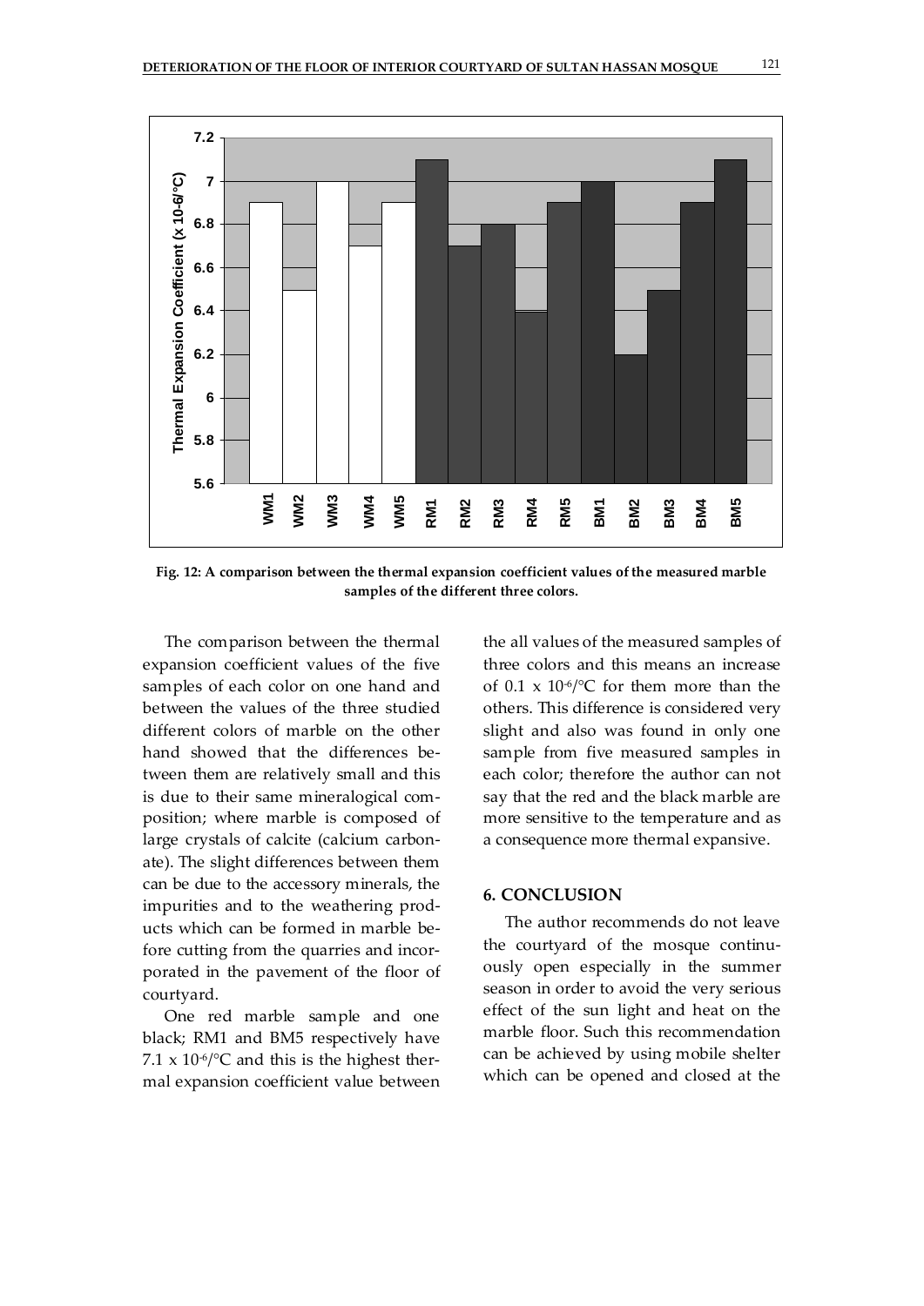Fig. 12: A comparison between the thermal expansion coefficient values of the measured marble samples of the different three colors.

The comparison between the thermal expansion coefficient values of the five samples of each color on one hand and between the values of the three studied different colors of marble on the other hand showed that the differences between them are relatively small and this is due to their same mineralogical composition; where marble is composed of large crystals of calcite (calcium carbonate). The slight differences between them can be due to the accessory minerals, the impurities and to the weathering products which can be formed in marble before cutting from the quarries and incorporated in the pavement of the floor of courtyard.

One red marble sample and one black; RM1 and BM5 respectively have $7.1 \times 10^{-6}$/°C and this is the highest thermal expansion coefficient value between the all values of the measured samples of three colors and this means an increase of $0.1 \times 10^{-6}$/°C for them more than the others. This difference is considered very slight and also was found in only one sample from five measured samples in each color; therefore the author can not say that the red and the black marble are more sensitive to the temperature and as a consequence more thermal expansive.

## 6. CONCLUSION

The author recommends do not leave the courtyard of the mosque continuously open especially in the summer season in order to avoid the very serious effect of the sun light and heat on the marble floor. Such this recommendation can be achieved by using mobile shelter which can be opened and closed at the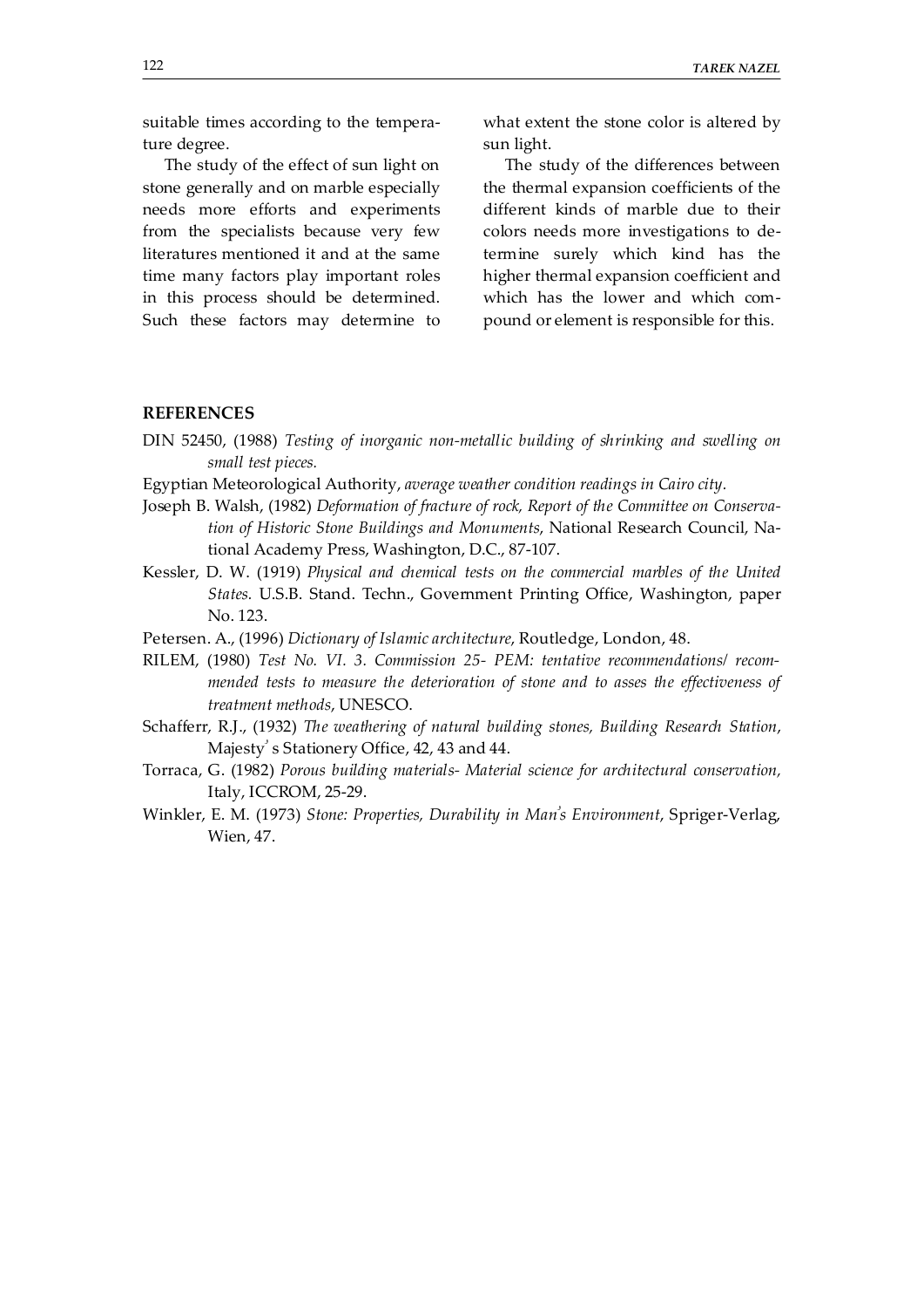suitable times according to the temperature degree.

The study of the effect of sun light on stone generally and on marble especially needs more efforts and experiments from the specialists because very few literatures mentioned it and at the same time many factors play important roles in this process should be determined. Such these factors may determine to what extent the stone color is altered by sun light.

The study of the differences between the thermal expansion coefficients of the different kinds of marble due to their colors needs more investigations to determine surely which kind has the higher thermal expansion coefficient and which has the lower and which compound or element is responsible for this.

## REFERENCES

DIN 52450, (1988) *Testing of inorganic non-metallic building of shrinking and swelling on small test pieces.*

Egyptian Meteorological Authority, *average weather condition readings in Cairo city.*

Joseph B. Walsh, (1982) *Deformation of fracture of rock, Report of the Committee on Conservation of Historic Stone Buildings and Monuments*, National Research Council, National Academy Press, Washington, D.C., 87-107.

Kessler, D. W. (1919) *Physical and chemical tests on the commercial marbles of the United States.* U.S.B. Stand. Techn., Government Printing Office, Washington, paper No. 123.

Petersen. A., (1996) *Dictionary of Islamic architecture*, Routledge, London, 48.

RILEM, (1980) *Test No. VI. 3. Commission 25- PEM: tentative recommendations/ recommended tests to measure the deterioration of stone and to asses the effectiveness of treatment methods*, UNESCO.

Schafferr, R.J., (1932) *The weathering of natural building stones, Building Research Station*, Majesty' s Stationery Office, 42, 43 and 44.

Torraca, G. (1982) *Porous building materials- Material science for architectural conservation,* Italy, ICCROM, 25-29.

Winkler, E. M. (1973) *Stone: Properties, Durability in Man's Environment*, Spriger-Verlag, Wien, 47.